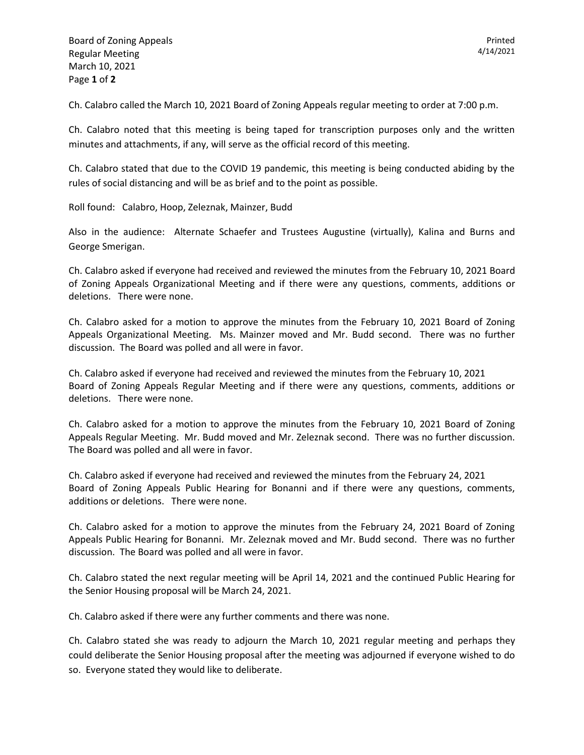Ch. Calabro called the March 10, 2021 Board of Zoning Appeals regular meeting to order at 7:00 p.m.

Ch. Calabro noted that this meeting is being taped for transcription purposes only and the written minutes and attachments, if any, will serve as the official record of this meeting.

Ch. Calabro stated that due to the COVID 19 pandemic, this meeting is being conducted abiding by the rules of social distancing and will be as brief and to the point as possible.

Roll found: Calabro, Hoop, Zeleznak, Mainzer, Budd

Also in the audience: Alternate Schaefer and Trustees Augustine (virtually), Kalina and Burns and George Smerigan.

Ch. Calabro asked if everyone had received and reviewed the minutes from the February 10, 2021 Board of Zoning Appeals Organizational Meeting and if there were any questions, comments, additions or deletions. There were none.

Ch. Calabro asked for a motion to approve the minutes from the February 10, 2021 Board of Zoning Appeals Organizational Meeting. Ms. Mainzer moved and Mr. Budd second. There was no further discussion. The Board was polled and all were in favor.

Ch. Calabro asked if everyone had received and reviewed the minutes from the February 10, 2021 Board of Zoning Appeals Regular Meeting and if there were any questions, comments, additions or deletions. There were none.

Ch. Calabro asked for a motion to approve the minutes from the February 10, 2021 Board of Zoning Appeals Regular Meeting. Mr. Budd moved and Mr. Zeleznak second. There was no further discussion. The Board was polled and all were in favor.

Ch. Calabro asked if everyone had received and reviewed the minutes from the February 24, 2021 Board of Zoning Appeals Public Hearing for Bonanni and if there were any questions, comments, additions or deletions. There were none.

Ch. Calabro asked for a motion to approve the minutes from the February 24, 2021 Board of Zoning Appeals Public Hearing for Bonanni. Mr. Zeleznak moved and Mr. Budd second. There was no further discussion. The Board was polled and all were in favor.

Ch. Calabro stated the next regular meeting will be April 14, 2021 and the continued Public Hearing for the Senior Housing proposal will be March 24, 2021.

Ch. Calabro asked if there were any further comments and there was none.

Ch. Calabro stated she was ready to adjourn the March 10, 2021 regular meeting and perhaps they could deliberate the Senior Housing proposal after the meeting was adjourned if everyone wished to do so. Everyone stated they would like to deliberate.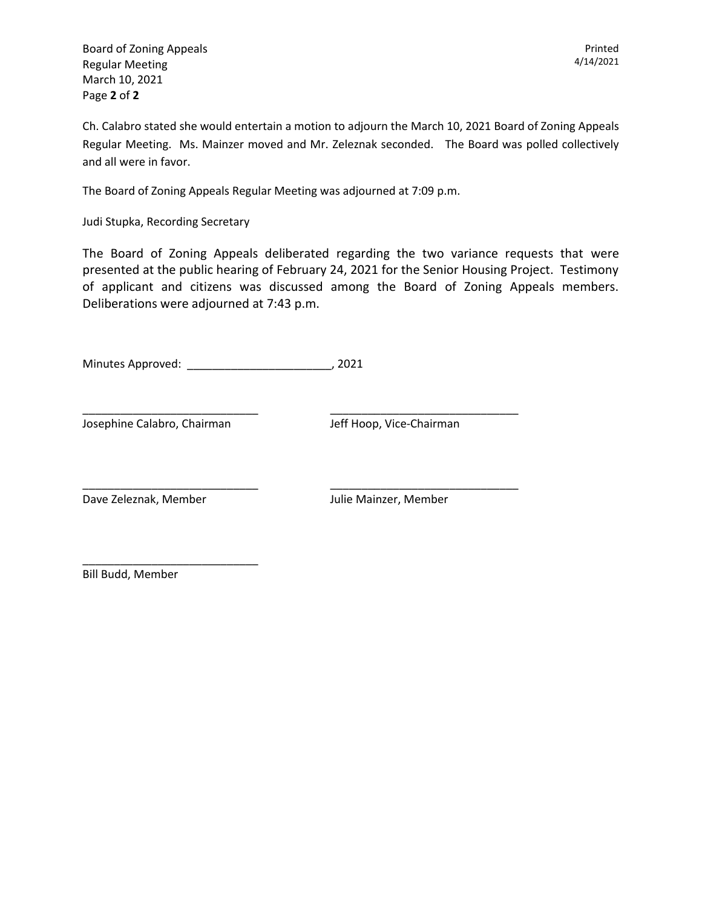Ch. Calabro stated she would entertain a motion to adjourn the March 10, 2021 Board of Zoning Appeals Regular Meeting. Ms. Mainzer moved and Mr. Zeleznak seconded. The Board was polled collectively and all were in favor.

The Board of Zoning Appeals Regular Meeting was adjourned at 7:09 p.m.

Judi Stupka, Recording Secretary

The Board of Zoning Appeals deliberated regarding the two variance requests that were presented at the public hearing of February 24, 2021 for the Senior Housing Project. Testimony of applicant and citizens was discussed among the Board of Zoning Appeals members. Deliberations were adjourned at 7:43 p.m.

Minutes Approved: ______________________, 2021

___________________________
Josephine Calabro, Chairman

___________________________
Jeff Hoop, Vice-Chairman

___________________________
Dave Zeleznak, Member

___________________________
Julie Mainzer, Member

___________________________
Bill Budd, Member